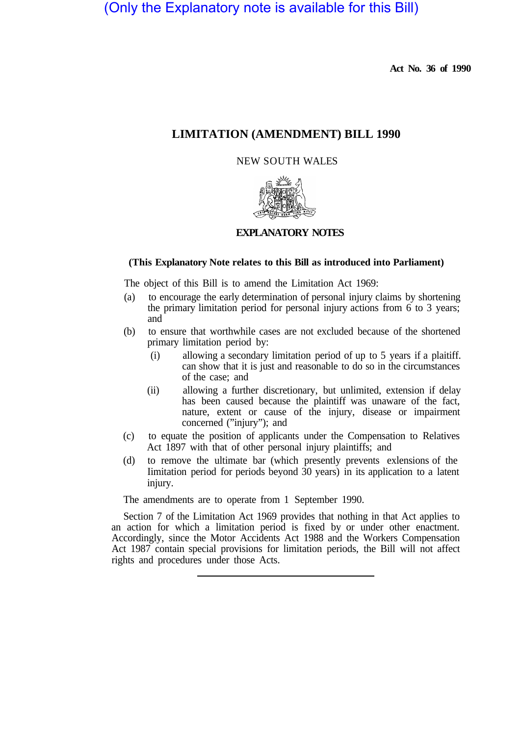(Only the Explanatory note is available for this Bill)

**Act No. 36 of 1990**

# LIMITATION (AMENDMENT) BILL 1990

NEW SOUTH WALES

**EXPLANATORY NOTES**

**(This Explanatory Note relates to this Bill as introduced into Parliament)**

The object of this Bill is to amend the Limitation Act 1969:

(a) to encourage the early determination of personal injury claims by shortening the primary limitation period for personal injury actions from 6 to 3 years; and

(b) to ensure that worthwhile cases are not excluded because of the shortened primary limitation period by:

  (i) allowing a secondary limitation period of up to 5 years if a plaintiff. can show that it is just and reasonable to do so in the circumstances of the case; and

  (ii) allowing a further discretionary, but unlimited, extension if delay has been caused because the plaintiff was unaware of the fact, nature, extent or cause of the injury, disease or impairment concerned ("injury"); and

(c) to equate the position of applicants under the Compensation to Relatives Act 1897 with that of other personal injury plaintiffs; and

(d) to remove the ultimate bar (which presently prevents extensions of the limitation period for periods beyond 30 years) in its application to a latent injury.

The amendments are to operate from 1 September 1990.

Section 7 of the Limitation Act 1969 provides that nothing in that Act applies to an action for which a limitation period is fixed by or under other enactment. Accordingly, since the Motor Accidents Act 1988 and the Workers Compensation Act 1987 contain special provisions for limitation periods, the Bill will not affect rights and procedures under those Acts.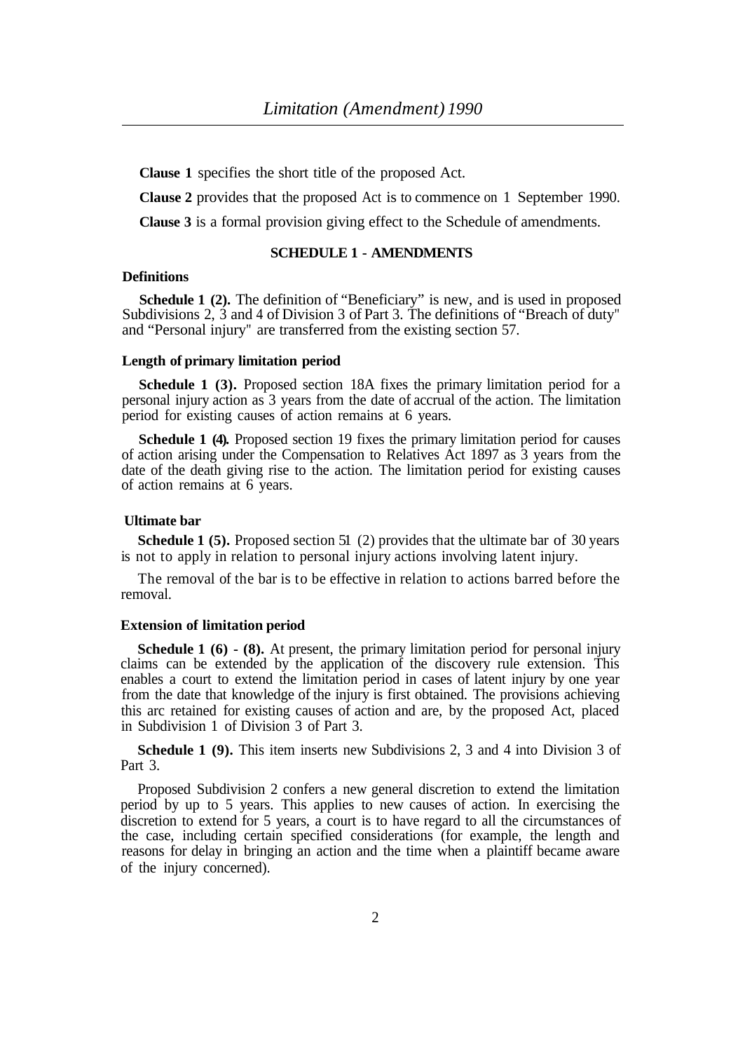**Clause 1** specifies the short title of the proposed Act.

**Clause 2** provides that the proposed Act is to commence on 1 September 1990.

**Clause 3** is a formal provision giving effect to the Schedule of amendments.

## SCHEDULE 1 - AMENDMENTS

### Definitions

**Schedule 1 (2).** The definition of "Beneficiary" is new, and is used in proposed Subdivisions 2, 3 and 4 of Division 3 of Part 3. The definitions of "Breach of duty" and "Personal injury" are transferred from the existing section 57.

### Length of primary limitation period

**Schedule 1 (3).** Proposed section 18A fixes the primary limitation period for a personal injury action as 3 years from the date of accrual of the action. The limitation period for existing causes of action remains at 6 years.

**Schedule 1 (4).** Proposed section 19 fixes the primary limitation period for causes of action arising under the Compensation to Relatives Act 1897 as 3 years from the date of the death giving rise to the action. The limitation period for existing causes of action remains at 6 years.

### Ultimate bar

**Schedule 1 (5).** Proposed section 51 (2) provides that the ultimate bar of 30 years is not to apply in relation to personal injury actions involving latent injury.

The removal of the bar is to be effective in relation to actions barred before the removal.

### Extension of limitation period

**Schedule 1 (6) - (8).** At present, the primary limitation period for personal injury claims can be extended by the application of the discovery rule extension. This enables a court to extend the limitation period in cases of latent injury by one year from the date that knowledge of the injury is first obtained. The provisions achieving this arc retained for existing causes of action and are, by the proposed Act, placed in Subdivision 1 of Division 3 of Part 3.

**Schedule 1 (9).** This item inserts new Subdivisions 2, 3 and 4 into Division 3 of Part 3.

Proposed Subdivision 2 confers a new general discretion to extend the limitation period by up to 5 years. This applies to new causes of action. In exercising the discretion to extend for 5 years, a court is to have regard to all the circumstances of the case, including certain specified considerations (for example, the length and reasons for delay in bringing an action and the time when a plaintiff became aware of the injury concerned).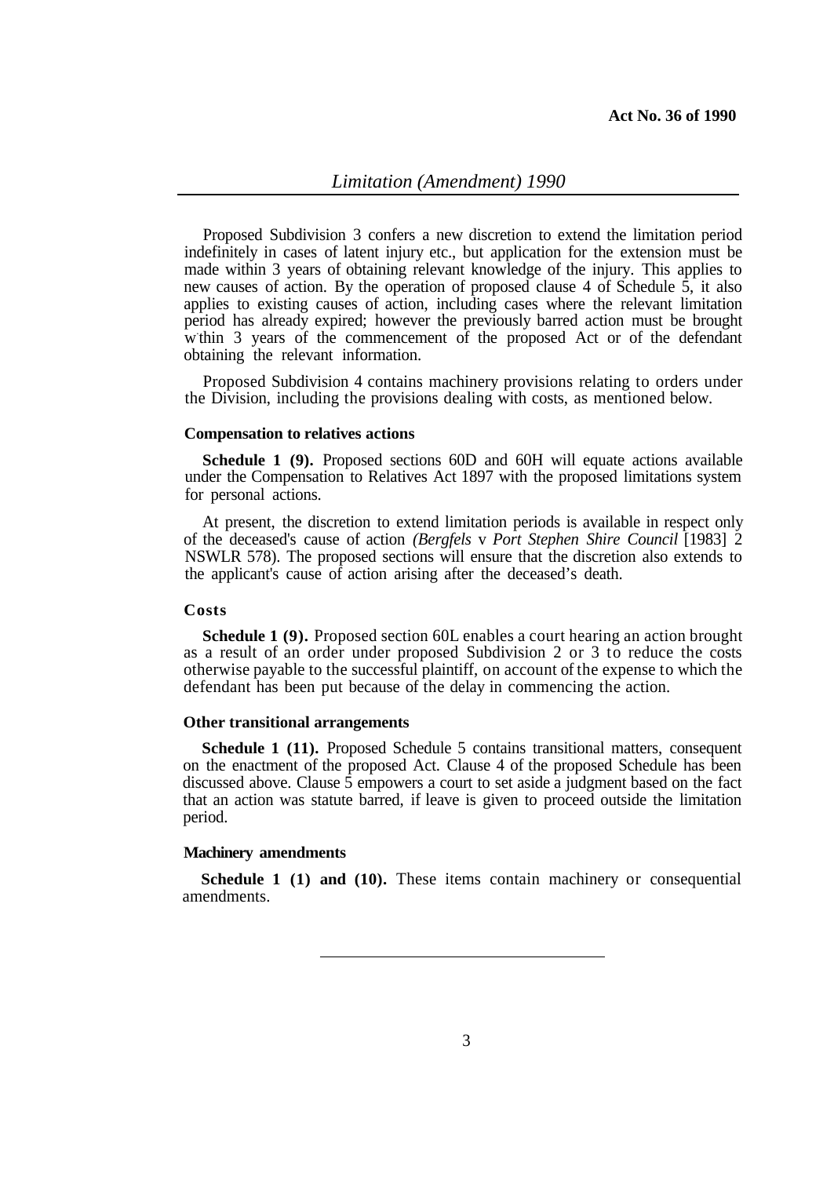Proposed Subdivision 3 confers a new discretion to extend the limitation period indefinitely in cases of latent injury etc., but application for the extension must be made within 3 years of obtaining relevant knowledge of the injury. This applies to new causes of action. By the operation of proposed clause 4 of Schedule 5, it also applies to existing causes of action, including cases where the relevant limitation period has already expired; however the previously barred action must be brought within 3 years of the commencement of the proposed Act or of the defendant obtaining the relevant information.

Proposed Subdivision 4 contains machinery provisions relating to orders under the Division, including the provisions dealing with costs, as mentioned below.

#### Compensation to relatives actions

**Schedule 1 (9).** Proposed sections 60D and 60H will equate actions available under the Compensation to Relatives Act 1897 with the proposed limitations system for personal actions.

At present, the discretion to extend limitation periods is available in respect only of the deceased's cause of action *(Bergfels* v *Port Stephen Shire Council* [1983] 2 NSWLR 578). The proposed sections will ensure that the discretion also extends to the applicant's cause of action arising after the deceased's death.

#### Costs

**Schedule 1 (9).** Proposed section 60L enables a court hearing an action brought as a result of an order under proposed Subdivision 2 or 3 to reduce the costs otherwise payable to the successful plaintiff, on account of the expense to which the defendant has been put because of the delay in commencing the action.

#### Other transitional arrangements

**Schedule 1 (11).** Proposed Schedule 5 contains transitional matters, consequent on the enactment of the proposed Act. Clause 4 of the proposed Schedule has been discussed above. Clause 5 empowers a court to set aside a judgment based on the fact that an action was statute barred, if leave is given to proceed outside the limitation period.

#### Machinery amendments

**Schedule 1 (1) and (10).** These items contain machinery or consequential amendments.